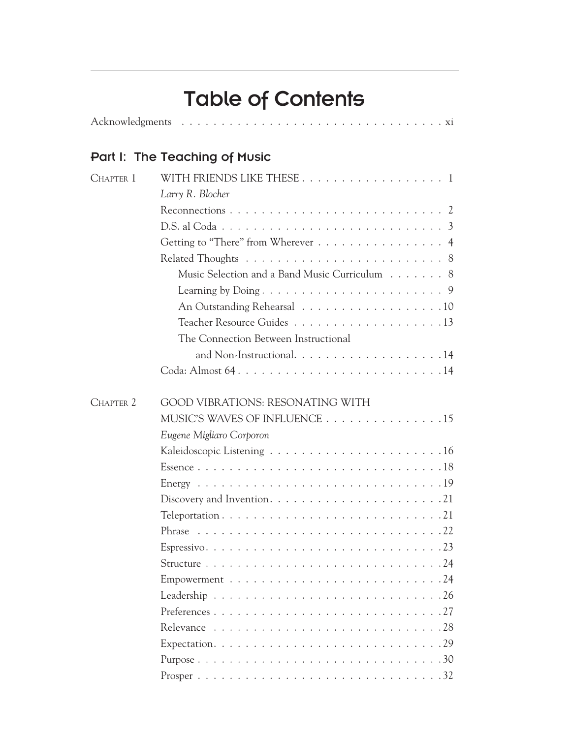# Table of Contents

Acknowledgments . . . . . . . . . . . . . . . . . . . . . . . . . . . . . . . . . . xi

## Part I: The Teaching of Music

CHAPTER 1 WITH FRIENDS LIKE THESE . . . . . . . . . . . . . . . . . . . 1

*Larry R. Blocher*

- Reconnections . . . . . . . . . . . . . . . . . . . . . . . . . . . 2
- D.S. al Coda . . . . . . . . . . . . . . . . . . . . . . . . . . . . 3
- Getting to "There" from Wherever . . . . . . . . . . . . . . . . 4
- Related Thoughts . . . . . . . . . . . . . . . . . . . . . . . . . 8
  - Music Selection and a Band Music Curriculum . . . . . . . . 8
  - Learning by Doing . . . . . . . . . . . . . . . . . . . . . . . 9
  - An Outstanding Rehearsal . . . . . . . . . . . . . . . . . . 10
  - Teacher Resource Guides . . . . . . . . . . . . . . . . . . . 13
  - The Connection Between Instructional and Non-Instructional. . . . . . . . . . . . . . . . . . . 14
- Coda: Almost 64 . . . . . . . . . . . . . . . . . . . . . . . . . 14

CHAPTER 2 GOOD VIBRATIONS: RESONATING WITH MUSIC'S WAVES OF INFLUENCE . . . . . . . . . . . . . . . 15

*Eugene Migliaro Corporon*

- Kaleidoscopic Listening . . . . . . . . . . . . . . . . . . . . . . 16
- Essence . . . . . . . . . . . . . . . . . . . . . . . . . . . . . . 18
- Energy . . . . . . . . . . . . . . . . . . . . . . . . . . . . . . 19
- Discovery and Invention. . . . . . . . . . . . . . . . . . . . . . 21
- Teleportation . . . . . . . . . . . . . . . . . . . . . . . . . . . 21
- Phrase . . . . . . . . . . . . . . . . . . . . . . . . . . . . . . 22
- Espressivo. . . . . . . . . . . . . . . . . . . . . . . . . . . . . 23
- Structure . . . . . . . . . . . . . . . . . . . . . . . . . . . . . 24
- Empowerment . . . . . . . . . . . . . . . . . . . . . . . . . . . 24
- Leadership . . . . . . . . . . . . . . . . . . . . . . . . . . . . 26
- Preferences . . . . . . . . . . . . . . . . . . . . . . . . . . . . 27
- Relevance . . . . . . . . . . . . . . . . . . . . . . . . . . . . . 28
- Expectation. . . . . . . . . . . . . . . . . . . . . . . . . . . . . 29
- Purpose . . . . . . . . . . . . . . . . . . . . . . . . . . . . . . 30
- Prosper . . . . . . . . . . . . . . . . . . . . . . . . . . . . . . 32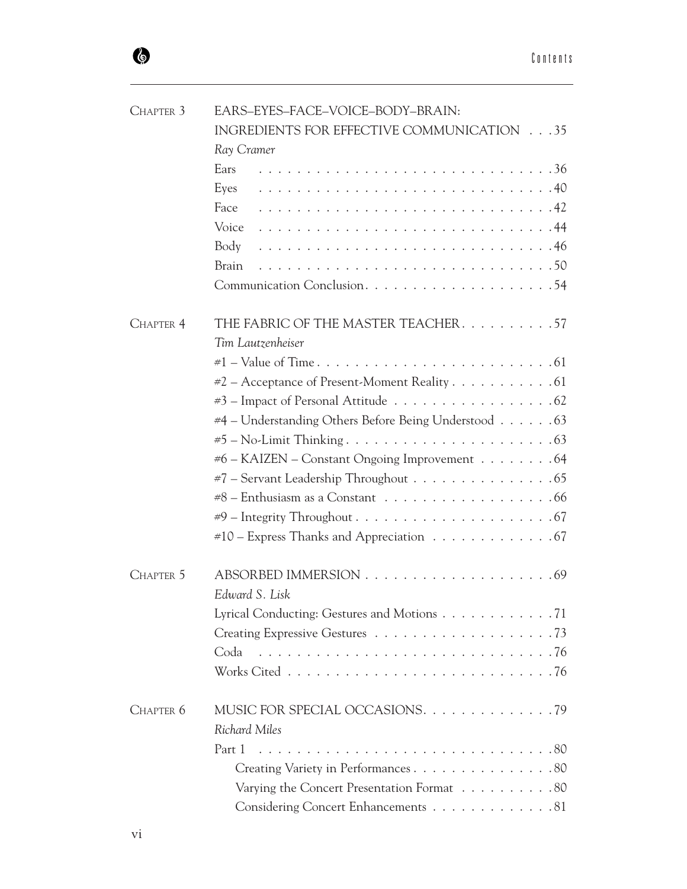| | | |
|---|---|---|
| CHAPTER 3 | EARS–EYES–FACE–VOICE–BODY–BRAIN: INGREDIENTS FOR EFFECTIVE COMMUNICATION | 35 |
| | *Ray Cramer* | |
| | Ears | 36 |
| | Eyes | 40 |
| | Face | 42 |
| | Voice | 44 |
| | Body | 46 |
| | Brain | 50 |
| | Communication Conclusion | 54 |
| CHAPTER 4 | THE FABRIC OF THE MASTER TEACHER | 57 |
| | *Tim Lautzenheiser* | |
| | #1 – Value of Time | 61 |
| | #2 – Acceptance of Present-Moment Reality | 61 |
| | #3 – Impact of Personal Attitude | 62 |
| | #4 – Understanding Others Before Being Understood | 63 |
| | #5 – No-Limit Thinking | 63 |
| | #6 – KAIZEN – Constant Ongoing Improvement | 64 |
| | #7 – Servant Leadership Throughout | 65 |
| | #8 – Enthusiasm as a Constant | 66 |
| | #9 – Integrity Throughout | 67 |
| | #10 – Express Thanks and Appreciation | 67 |
| CHAPTER 5 | ABSORBED IMMERSION | 69 |
| | *Edward S. Lisk* | |
| | Lyrical Conducting: Gestures and Motions | 71 |
| | Creating Expressive Gestures | 73 |
| | Coda | 76 |
| | Works Cited | 76 |
| CHAPTER 6 | MUSIC FOR SPECIAL OCCASIONS | 79 |
| | *Richard Miles* | |
| | Part 1 | 80 |
| | Creating Variety in Performances | 80 |
| | Varying the Concert Presentation Format | 80 |
| | Considering Concert Enhancements | 81 |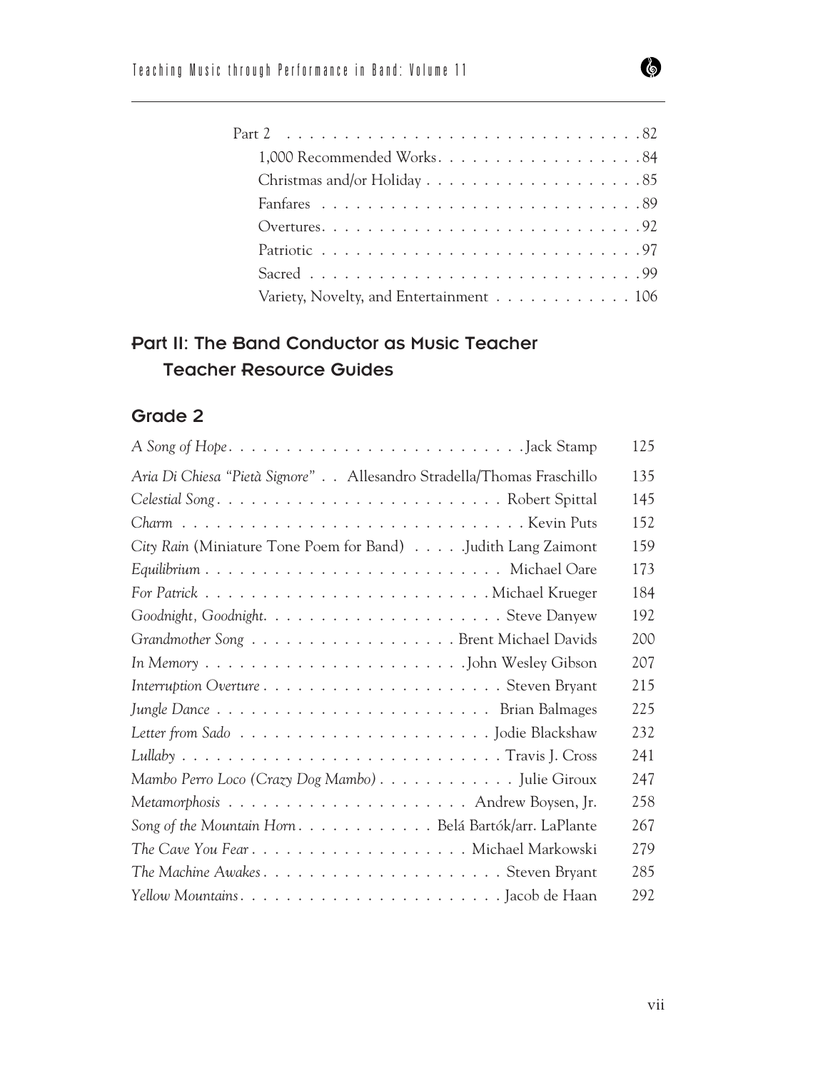Part 2 . . . . . . . . . . . . . . . . . . . . . . . . . . . . . . .82
1,000 Recommended Works. . . . . . . . . . . . . . . . . . .84
Christmas and/or Holiday . . . . . . . . . . . . . . . . . . .85
Fanfares . . . . . . . . . . . . . . . . . . . . . . . . . . . .89
Overtures. . . . . . . . . . . . . . . . . . . . . . . . . . . .92
Patriotic . . . . . . . . . . . . . . . . . . . . . . . . . . . .97
Sacred . . . . . . . . . . . . . . . . . . . . . . . . . . . . .99
Variety, Novelty, and Entertainment . . . . . . . . . . . . 106

## Part II: The Band Conductor as Music Teacher Teacher Resource Guides

### Grade 2

| | |
|---|---|
| *A Song of Hope*. . . . . . . . . . . . . . . . . . . . . . . . . .Jack Stamp | 125 |
| *Aria Di Chiesa "Pietà Signore"* . . Allesandro Stradella/Thomas Fraschillo | 135 |
| *Celestial Song*. . . . . . . . . . . . . . . . . . . . . . . . Robert Spittal | 145 |
| *Charm* . . . . . . . . . . . . . . . . . . . . . . . . . . . . . Kevin Puts | 152 |
| *City Rain* (Miniature Tone Poem for Band) . . . . .Judith Lang Zaimont | 159 |
| *Equilibrium* . . . . . . . . . . . . . . . . . . . . . . . . . . Michael Oare | 173 |
| *For Patrick* . . . . . . . . . . . . . . . . . . . . . . . . .Michael Krueger | 184 |
| *Goodnight, Goodnight*. . . . . . . . . . . . . . . . . . . . . Steve Danyew | 192 |
| *Grandmother Song* . . . . . . . . . . . . . . . . . . Brent Michael Davids | 200 |
| *In Memory* . . . . . . . . . . . . . . . . . . . . . . .John Wesley Gibson | 207 |
| *Interruption Overture* . . . . . . . . . . . . . . . . . . . . . Steven Bryant | 215 |
| *Jungle Dance* . . . . . . . . . . . . . . . . . . . . . . . . Brian Balmages | 225 |
| *Letter from Sado* . . . . . . . . . . . . . . . . . . . . . . Jodie Blackshaw | 232 |
| *Lullaby* . . . . . . . . . . . . . . . . . . . . . . . . . . . . Travis J. Cross | 241 |
| *Mambo Perro Loco (Crazy Dog Mambo)* . . . . . . . . . . . . Julie Giroux | 247 |
| *Metamorphosis* . . . . . . . . . . . . . . . . . . . . . . Andrew Boysen, Jr. | 258 |
| *Song of the Mountain Horn*. . . . . . . . . . . . Belá Bartók/arr. LaPlante | 267 |
| *The Cave You Fear* . . . . . . . . . . . . . . . . . . . Michael Markowski | 279 |
| *The Machine Awakes*. . . . . . . . . . . . . . . . . . . . . Steven Bryant | 285 |
| *Yellow Mountains*. . . . . . . . . . . . . . . . . . . . . . . Jacob de Haan | 292 |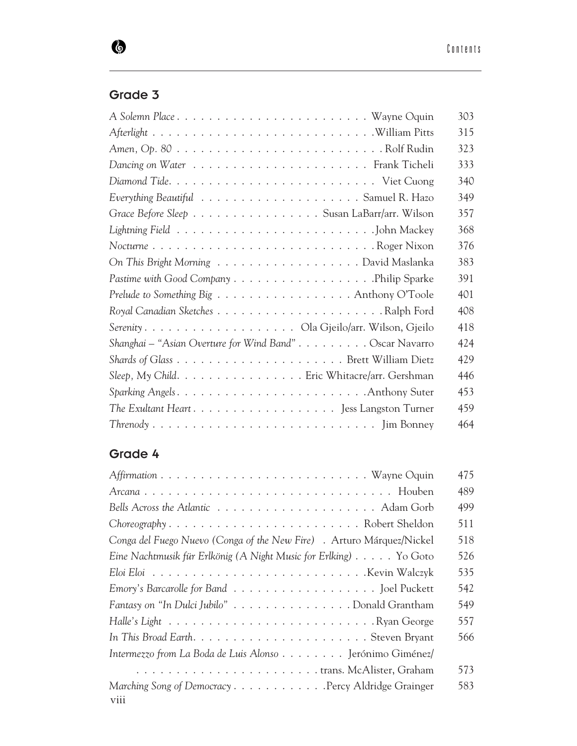## Grade 3

| Title | Composer | Page |
|---|---|---|
| *A Solemn Place* | Wayne Oquin | 303 |
| *Afterlight* | William Pitts | 315 |
| *Amen, Op. 80* | Rolf Rudin | 323 |
| *Dancing on Water* | Frank Ticheli | 333 |
| *Diamond Tide* | Viet Cuong | 340 |
| *Everything Beautiful* | Samuel R. Hazo | 349 |
| *Grace Before Sleep* | Susan LaBarr/arr. Wilson | 357 |
| *Lightning Field* | John Mackey | 368 |
| *Nocturne* | Roger Nixon | 376 |
| *On This Bright Morning* | David Maslanka | 383 |
| *Pastime with Good Company* | Philip Sparke | 391 |
| *Prelude to Something Big* | Anthony O'Toole | 401 |
| *Royal Canadian Sketches* | Ralph Ford | 408 |
| *Serenity* | Ola Gjeilo/arr. Wilson, Gjeilo | 418 |
| *Shanghai – "Asian Overture for Wind Band"* | Oscar Navarro | 424 |
| *Shards of Glass* | Brett William Dietz | 429 |
| *Sleep, My Child* | Eric Whitacre/arr. Gershman | 446 |
| *Sparking Angels* | Anthony Suter | 453 |
| *The Exultant Heart* | Jess Langston Turner | 459 |
| *Threnody* | Jim Bonney | 464 |

## Grade 4

| Title | Composer | Page |
|---|---|---|
| *Affirmation* | Wayne Oquin | 475 |
| *Arcana* | Houben | 489 |
| *Bells Across the Atlantic* | Adam Gorb | 499 |
| *Choreography* | Robert Sheldon | 511 |
| *Conga del Fuego Nuevo (Conga of the New Fire)* | Arturo Márquez/Nickel | 518 |
| *Eine Nachtmusik für Erlkönig (A Night Music for Erlking)* | Yo Goto | 526 |
| *Eloi Eloi* | Kevin Walczyk | 535 |
| *Emory's Barcarolle for Band* | Joel Puckett | 542 |
| *Fantasy on "In Dulci Jubilo"* | Donald Grantham | 549 |
| *Halle's Light* | Ryan George | 557 |
| *In This Broad Earth* | Steven Bryant | 566 |
| *Intermezzo from La Boda de Luis Alonso* | Jerónimo Giménez/trans. McAlister, Graham | 573 |
| *Marching Song of Democracy* | Percy Aldridge Grainger | 583 |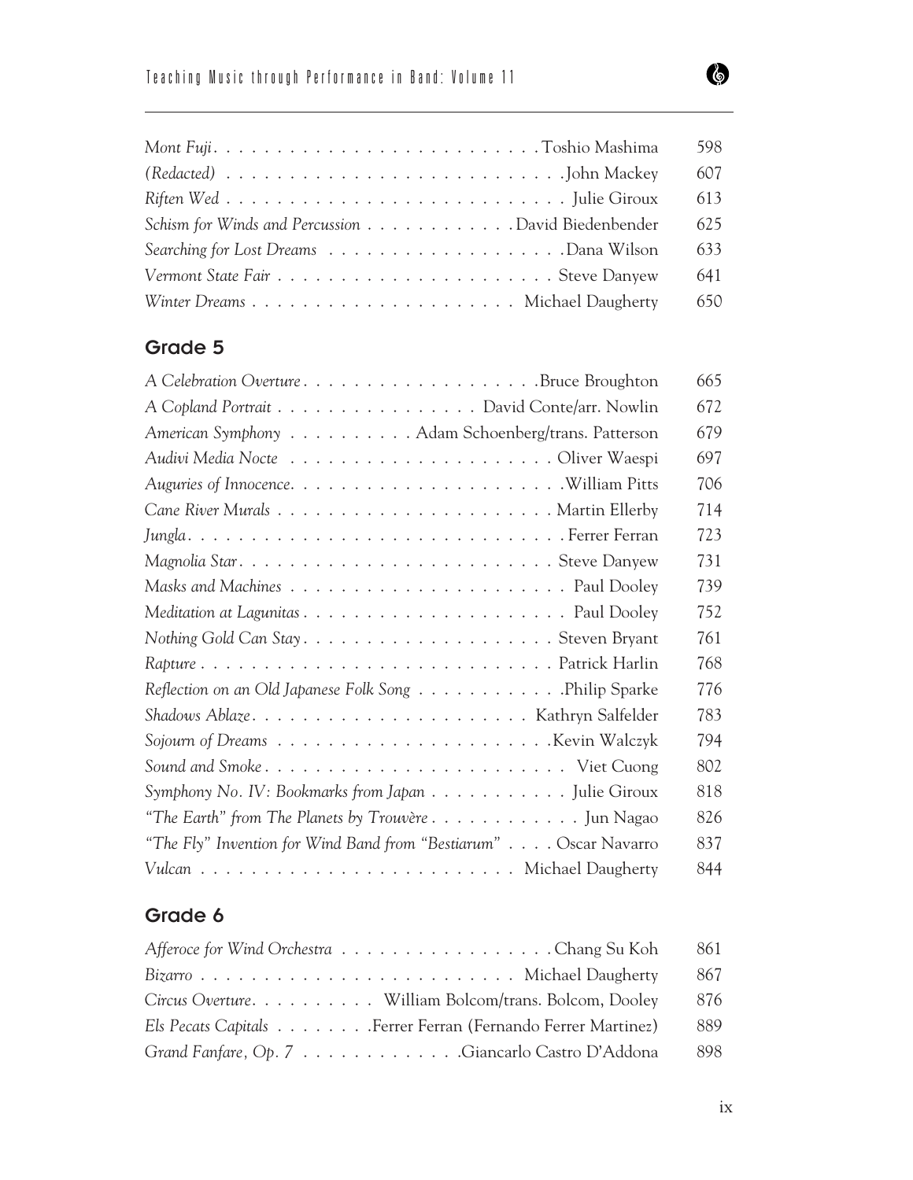| | | |
|---|---|---|
| *Mont Fuji* | Toshio Mashima | 598 |
| *(Redacted)* | John Mackey | 607 |
| *Riften Wed* | Julie Giroux | 613 |
| *Schism for Winds and Percussion* | David Biedenbender | 625 |
| *Searching for Lost Dreams* | Dana Wilson | 633 |
| *Vermont State Fair* | Steve Danyew | 641 |
| *Winter Dreams* | Michael Daugherty | 650 |

## Grade 5

| | | |
|---|---|---|
| *A Celebration Overture* | Bruce Broughton | 665 |
| *A Copland Portrait* | David Conte/arr. Nowlin | 672 |
| *American Symphony* | Adam Schoenberg/trans. Patterson | 679 |
| *Audivi Media Nocte* | Oliver Waespi | 697 |
| *Auguries of Innocence.* | William Pitts | 706 |
| *Cane River Murals* | Martin Ellerby | 714 |
| *Jungla* | Ferrer Ferran | 723 |
| *Magnolia Star* | Steve Danyew | 731 |
| *Masks and Machines* | Paul Dooley | 739 |
| *Meditation at Lagunitas* | Paul Dooley | 752 |
| *Nothing Gold Can Stay* | Steven Bryant | 761 |
| *Rapture* | Patrick Harlin | 768 |
| *Reflection on an Old Japanese Folk Song* | Philip Sparke | 776 |
| *Shadows Ablaze* | Kathryn Salfelder | 783 |
| *Sojourn of Dreams* | Kevin Walczyk | 794 |
| *Sound and Smoke* | Viet Cuong | 802 |
| *Symphony No. IV: Bookmarks from Japan* | Julie Giroux | 818 |
| *"The Earth" from The Planets by Trouvère* | Jun Nagao | 826 |
| *"The Fly" Invention for Wind Band from "Bestiarum"* | Oscar Navarro | 837 |
| *Vulcan* | Michael Daugherty | 844 |

## Grade 6

| | | |
|---|---|---|
| *Afferoce for Wind Orchestra* | Chang Su Koh | 861 |
| *Bizarro* | Michael Daugherty | 867 |
| *Circus Overture.* | William Bolcom/trans. Bolcom, Dooley | 876 |
| *Els Pecats Capitals* | Ferrer Ferran (Fernando Ferrer Martinez) | 889 |
| *Grand Fanfare, Op. 7* | Giancarlo Castro D'Addona | 898 |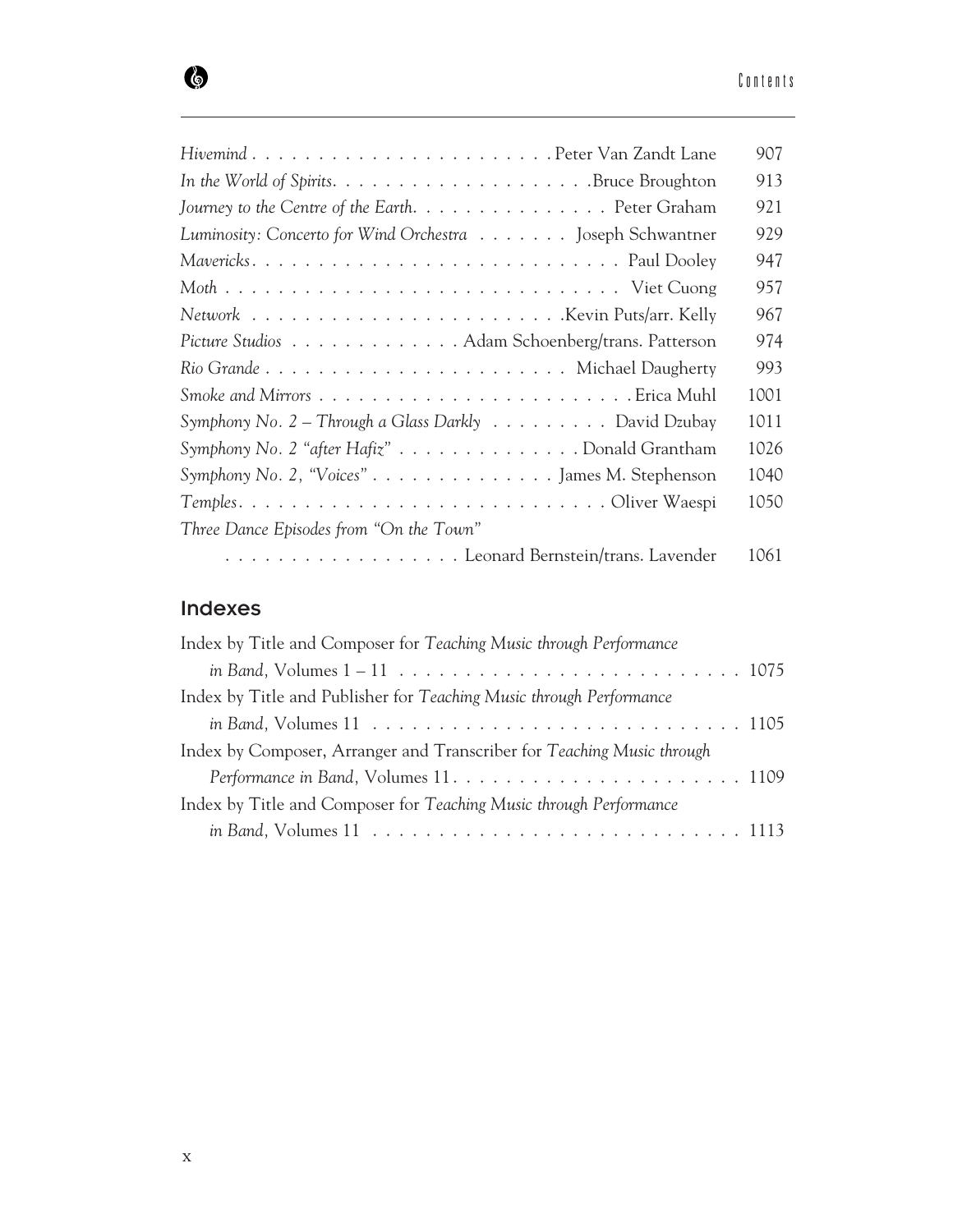| | | |
|---|---|---|
| *Hivemind* | Peter Van Zandt Lane | 907 |
| *In the World of Spirits* | Bruce Broughton | 913 |
| *Journey to the Centre of the Earth* | Peter Graham | 921 |
| *Luminosity: Concerto for Wind Orchestra* | Joseph Schwantner | 929 |
| *Mavericks* | Paul Dooley | 947 |
| *Moth* | Viet Cuong | 957 |
| *Network* | Kevin Puts/arr. Kelly | 967 |
| *Picture Studios* | Adam Schoenberg/trans. Patterson | 974 |
| *Rio Grande* | Michael Daugherty | 993 |
| *Smoke and Mirrors* | Erica Muhl | 1001 |
| *Symphony No. 2 – Through a Glass Darkly* | David Dzubay | 1011 |
| *Symphony No. 2 "after Hafiz"* | Donald Grantham | 1026 |
| *Symphony No. 2, "Voices"* | James M. Stephenson | 1040 |
| *Temples* | Oliver Waespi | 1050 |
| *Three Dance Episodes from "On the Town"* | Leonard Bernstein/trans. Lavender | 1061 |

## Indexes

| | |
|---|---|
| Index by Title and Composer for *Teaching Music through Performance in Band*, Volumes 1 – 11 | 1075 |
| Index by Title and Publisher for *Teaching Music through Performance in Band*, Volumes 11 | 1105 |
| Index by Composer, Arranger and Transcriber for *Teaching Music through Performance in Band*, Volumes 11 | 1109 |
| Index by Title and Composer for *Teaching Music through Performance in Band*, Volumes 11 | 1113 |